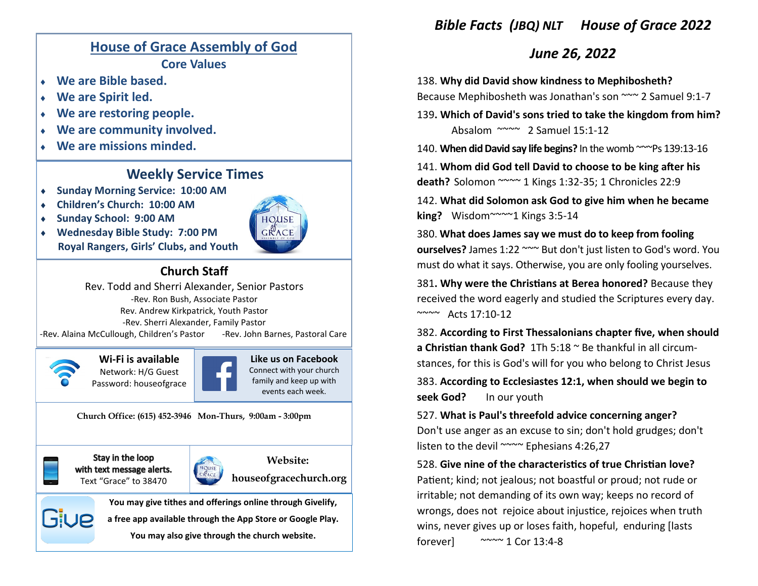## House of Grace Assembly of God

**Core Values**

- **We are Bible based.**
- **We are Spirit led.**
- **We are restoring people.**
- **We are community involved.**
- **We are missions minded.**

## Weekly Service Times

- **Sunday Morning Service: 10:00 AM**
- **Children's Church: 10:00 AM**
- **Sunday School: 9:00 AM**
- **Wednesday Bible Study: 7:00 PM**
  **Royal Rangers, Girls' Clubs, and Youth**

## Church Staff

Rev. Todd and Sherri Alexander, Senior Pastors
-Rev. Ron Bush, Associate Pastor
Rev. Andrew Kirkpatrick, Youth Pastor
-Rev. Sherri Alexander, Family Pastor
-Rev. Alaina McCullough, Children's Pastor -Rev. John Barnes, Pastoral Care

**Wi-Fi is available**
Network: H/G Guest
Password: houseofgrace

**Like us on Facebook**
Connect with your church family and keep up with events each week.

**Church Office: (615) 452-3946 Mon-Thurs, 9:00am - 3:00pm**

**Stay in the loop with text message alerts.**
Text "Grace" to 38470

**Website:**
**houseofgracechurch.org**

**You may give tithes and offerings online through Givelify, a free app available through the App Store or Google Play. You may also give through the church website.**

# *Bible Facts (JBQ) NLT House of Grace 2022*

## *June 26, 2022*

138. **Why did David show kindness to Mephibosheth?** Because Mephibosheth was Jonathan's son ~~~ 2 Samuel 9:1-7

139. **Which of David's sons tried to take the kingdom from him?** Absalom ~~~~ 2 Samuel 15:1-12

140. **When did David say life begins?** In the womb ~~~Ps 139:13-16

141. **Whom did God tell David to choose to be king after his death?** Solomon ~~~~ 1 Kings 1:32-35; 1 Chronicles 22:9

142. **What did Solomon ask God to give him when he became king?** Wisdom~~~~1 Kings 3:5-14

380. **What does James say we must do to keep from fooling ourselves?** James 1:22 ~~~ But don't just listen to God's word. You must do what it says. Otherwise, you are only fooling yourselves.

381. **Why were the Christians at Berea honored?** Because they received the word eagerly and studied the Scriptures every day. ~~~~ Acts 17:10-12

382. **According to First Thessalonians chapter five, when should a Christian thank God?** 1Th 5:18 ~ Be thankful in all circumstances, for this is God's will for you who belong to Christ Jesus

383. **According to Ecclesiastes 12:1, when should we begin to seek God?** In our youth

527. **What is Paul's threefold advice concerning anger?** Don't use anger as an excuse to sin; don't hold grudges; don't listen to the devil ~~~~ Ephesians 4:26,27

528. **Give nine of the characteristics of true Christian love?** Patient; kind; not jealous; not boastful or proud; not rude or irritable; not demanding of its own way; keeps no record of wrongs, does not rejoice about injustice, rejoices when truth wins, never gives up or loses faith, hopeful, enduring [lasts forever] ~~~~ 1 Cor 13:4-8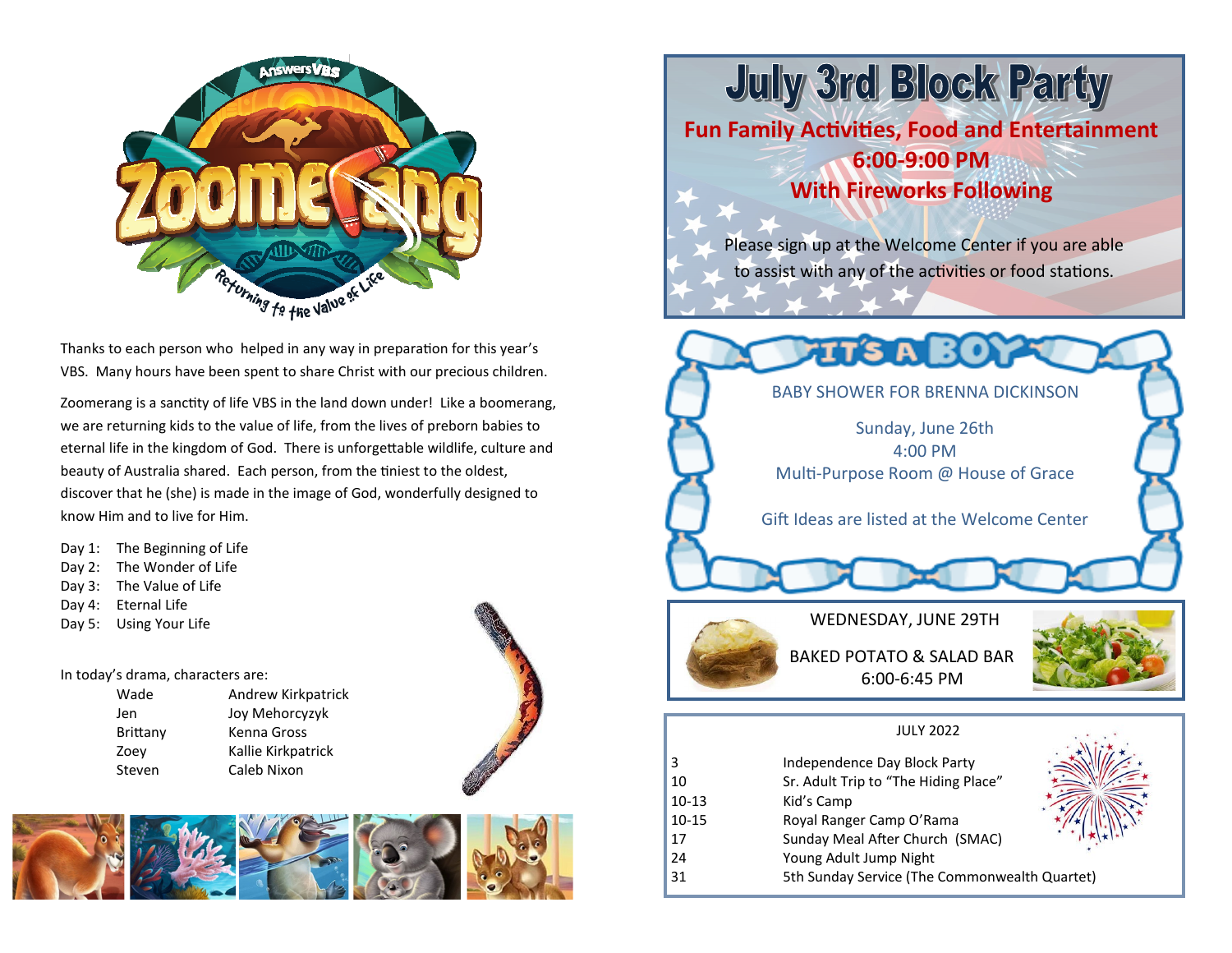Thanks to each person who helped in any way in preparation for this year's VBS. Many hours have been spent to share Christ with our precious children.

Zoomerang is a sanctity of life VBS in the land down under! Like a boomerang, we are returning kids to the value of life, from the lives of preborn babies to eternal life in the kingdom of God. There is unforgettable wildlife, culture and beauty of Australia shared. Each person, from the tiniest to the oldest, discover that he (she) is made in the image of God, wonderfully designed to know Him and to live for Him.

- Day 1: The Beginning of Life
- Day 2: The Wonder of Life
- Day 3: The Value of Life
- Day 4: Eternal Life
- Day 5: Using Your Life

In today's drama, characters are:

| | |
|---|---|
| Wade | Andrew Kirkpatrick |
| Jen | Joy Mehorcyzyk |
| Brittany | Kenna Gross |
| Zoey | Kallie Kirkpatrick |
| Steven | Caleb Nixon |

# July 3rd Block Party

**Fun Family Activities, Food and Entertainment**

**6:00-9:00 PM**

**With Fireworks Following**

Please sign up at the Welcome Center if you are able to assist with any of the activities or food stations.

## IT'S A BOY

BABY SHOWER FOR BRENNA DICKINSON

Sunday, June 26th
4:00 PM
Multi-Purpose Room @ House of Grace

Gift Ideas are listed at the Welcome Center

WEDNESDAY, JUNE 29TH

BAKED POTATO & SALAD BAR
6:00-6:45 PM

JULY 2022

| | |
|---|---|
| 3 | Independence Day Block Party |
| 10 | Sr. Adult Trip to "The Hiding Place" |
| 10-13 | Kid's Camp |
| 10-15 | Royal Ranger Camp O'Rama |
| 17 | Sunday Meal After Church (SMAC) |
| 24 | Young Adult Jump Night |
| 31 | 5th Sunday Service (The Commonwealth Quartet) |